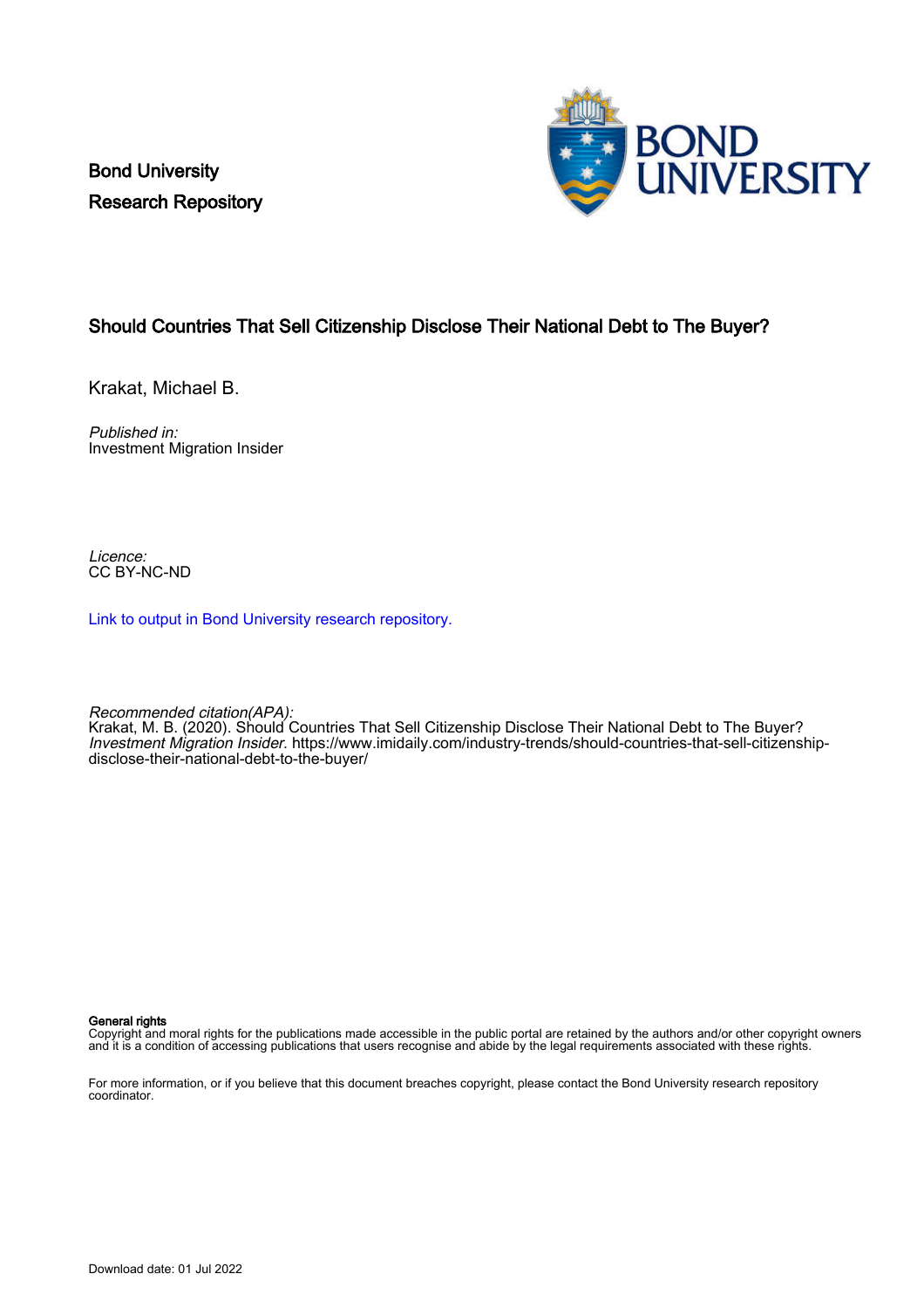Bond University
Research Repository

# Should Countries That Sell Citizenship Disclose Their National Debt to The Buyer?

Krakat, Michael B.

*Published in:*
Investment Migration Insider

*Licence:*
CC BY-NC-ND

Link to output in Bond University research repository.

*Recommended citation(APA):*
Krakat, M. B. (2020). Should Countries That Sell Citizenship Disclose Their National Debt to The Buyer? *Investment Migration Insider*. https://www.imidaily.com/industry-trends/should-countries-that-sell-citizenship-disclose-their-national-debt-to-the-buyer/

**General rights**
Copyright and moral rights for the publications made accessible in the public portal are retained by the authors and/or other copyright owners and it is a condition of accessing publications that users recognise and abide by the legal requirements associated with these rights.

For more information, or if you believe that this document breaches copyright, please contact the Bond University research repository coordinator.

Download date: 01 Jul 2022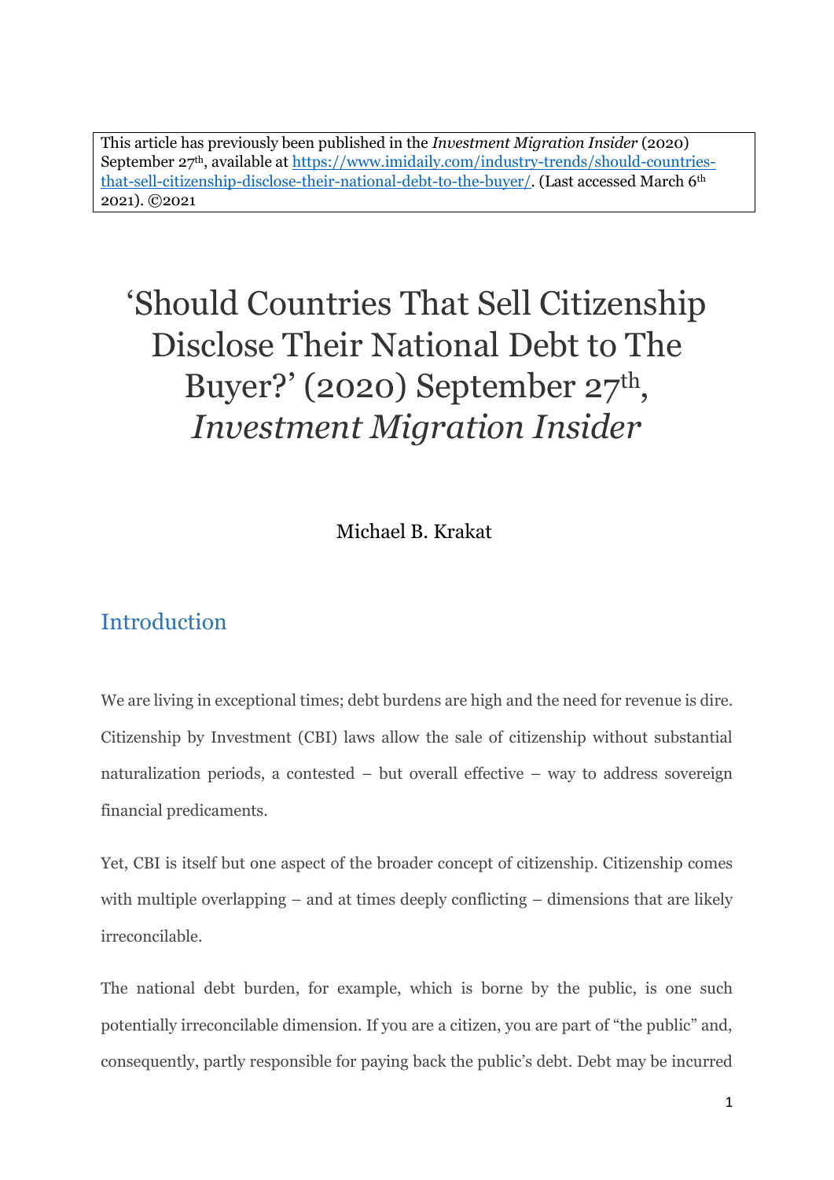This article has previously been published in the *Investment Migration Insider* (2020) September 27th, available at https://www.imidaily.com/industry-trends/should-countries-that-sell-citizenship-disclose-their-national-debt-to-the-buyer/. (Last accessed March 6th 2021). ©2021

# 'Should Countries That Sell Citizenship Disclose Their National Debt to The Buyer?' (2020) September 27th, *Investment Migration Insider*

Michael B. Krakat

## Introduction

We are living in exceptional times; debt burdens are high and the need for revenue is dire. Citizenship by Investment (CBI) laws allow the sale of citizenship without substantial naturalization periods, a contested – but overall effective – way to address sovereign financial predicaments.

Yet, CBI is itself but one aspect of the broader concept of citizenship. Citizenship comes with multiple overlapping – and at times deeply conflicting – dimensions that are likely irreconcilable.

The national debt burden, for example, which is borne by the public, is one such potentially irreconcilable dimension. If you are a citizen, you are part of "the public" and, consequently, partly responsible for paying back the public's debt. Debt may be incurred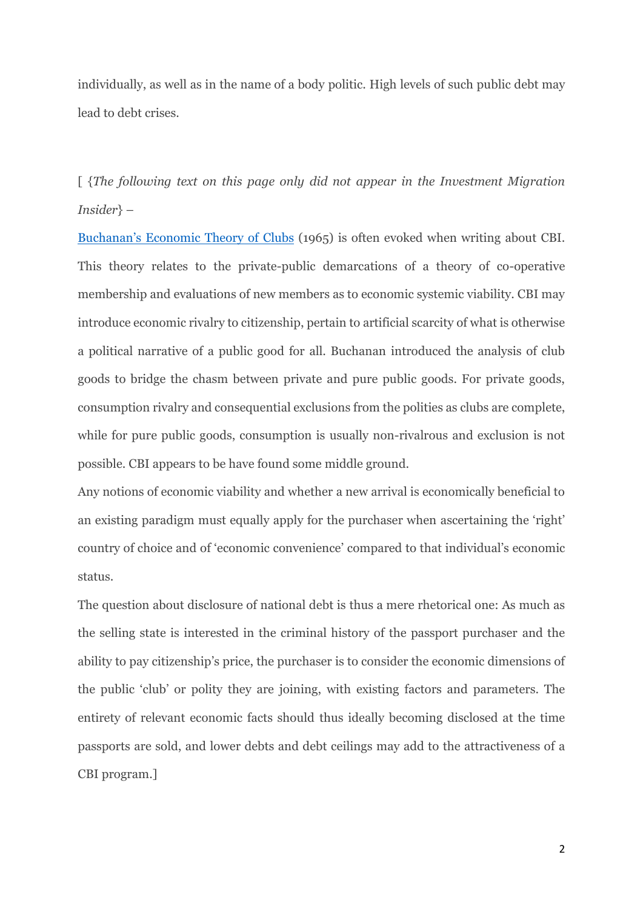individually, as well as in the name of a body politic. High levels of such public debt may lead to debt crises.

[ {*The following text on this page only did not appear in the Investment Migration Insider*} –

Buchanan's Economic Theory of Clubs (1965) is often evoked when writing about CBI. This theory relates to the private-public demarcations of a theory of co-operative membership and evaluations of new members as to economic systemic viability. CBI may introduce economic rivalry to citizenship, pertain to artificial scarcity of what is otherwise a political narrative of a public good for all. Buchanan introduced the analysis of club goods to bridge the chasm between private and pure public goods. For private goods, consumption rivalry and consequential exclusions from the polities as clubs are complete, while for pure public goods, consumption is usually non-rivalrous and exclusion is not possible. CBI appears to be have found some middle ground.

Any notions of economic viability and whether a new arrival is economically beneficial to an existing paradigm must equally apply for the purchaser when ascertaining the 'right' country of choice and of 'economic convenience' compared to that individual's economic status.

The question about disclosure of national debt is thus a mere rhetorical one: As much as the selling state is interested in the criminal history of the passport purchaser and the ability to pay citizenship's price, the purchaser is to consider the economic dimensions of the public 'club' or polity they are joining, with existing factors and parameters. The entirety of relevant economic facts should thus ideally becoming disclosed at the time passports are sold, and lower debts and debt ceilings may add to the attractiveness of a CBI program.]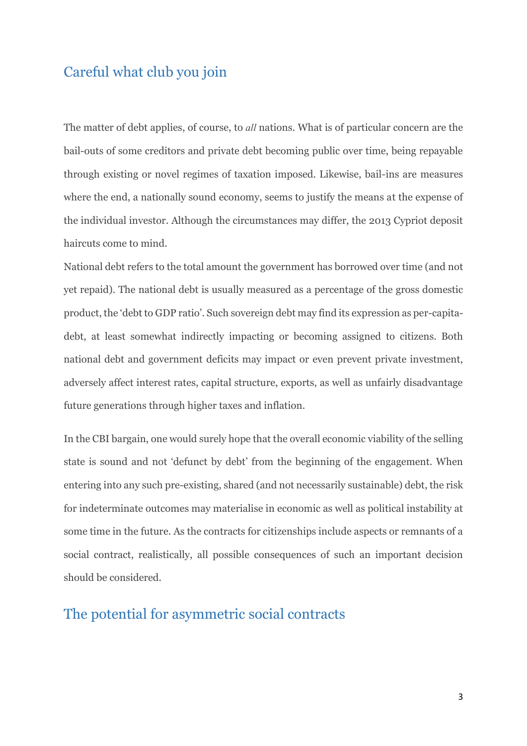## Careful what club you join

The matter of debt applies, of course, to *all* nations. What is of particular concern are the bail-outs of some creditors and private debt becoming public over time, being repayable through existing or novel regimes of taxation imposed. Likewise, bail-ins are measures where the end, a nationally sound economy, seems to justify the means at the expense of the individual investor. Although the circumstances may differ, the 2013 Cypriot deposit haircuts come to mind.

National debt refers to the total amount the government has borrowed over time (and not yet repaid). The national debt is usually measured as a percentage of the gross domestic product, the 'debt to GDP ratio'. Such sovereign debt may find its expression as per-capita-debt, at least somewhat indirectly impacting or becoming assigned to citizens. Both national debt and government deficits may impact or even prevent private investment, adversely affect interest rates, capital structure, exports, as well as unfairly disadvantage future generations through higher taxes and inflation.

In the CBI bargain, one would surely hope that the overall economic viability of the selling state is sound and not 'defunct by debt' from the beginning of the engagement. When entering into any such pre-existing, shared (and not necessarily sustainable) debt, the risk for indeterminate outcomes may materialise in economic as well as political instability at some time in the future. As the contracts for citizenships include aspects or remnants of a social contract, realistically, all possible consequences of such an important decision should be considered.

## The potential for asymmetric social contracts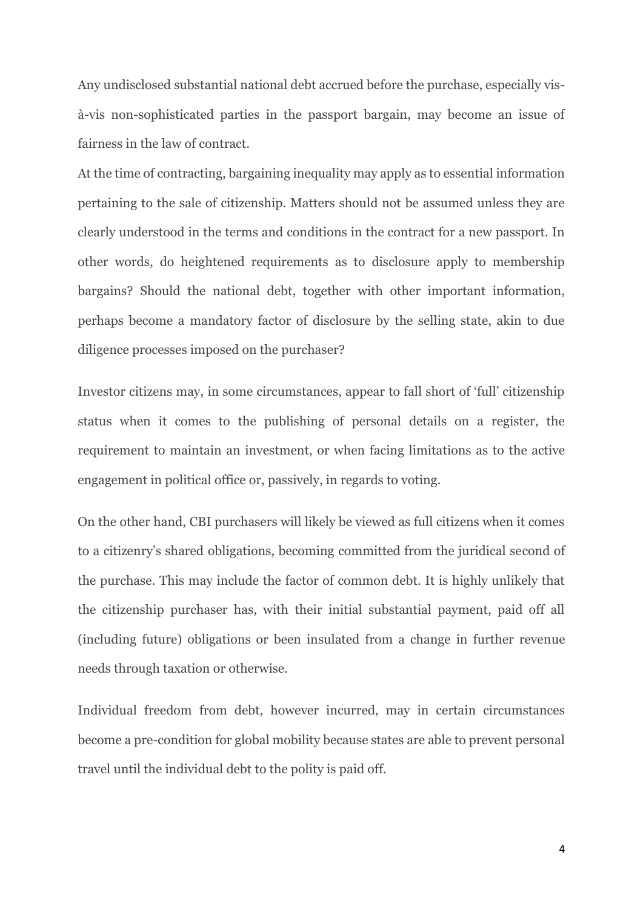Any undisclosed substantial national debt accrued before the purchase, especially vis-à-vis non-sophisticated parties in the passport bargain, may become an issue of fairness in the law of contract.

At the time of contracting, bargaining inequality may apply as to essential information pertaining to the sale of citizenship. Matters should not be assumed unless they are clearly understood in the terms and conditions in the contract for a new passport. In other words, do heightened requirements as to disclosure apply to membership bargains? Should the national debt, together with other important information, perhaps become a mandatory factor of disclosure by the selling state, akin to due diligence processes imposed on the purchaser?

Investor citizens may, in some circumstances, appear to fall short of 'full' citizenship status when it comes to the publishing of personal details on a register, the requirement to maintain an investment, or when facing limitations as to the active engagement in political office or, passively, in regards to voting.

On the other hand, CBI purchasers will likely be viewed as full citizens when it comes to a citizenry's shared obligations, becoming committed from the juridical second of the purchase. This may include the factor of common debt. It is highly unlikely that the citizenship purchaser has, with their initial substantial payment, paid off all (including future) obligations or been insulated from a change in further revenue needs through taxation or otherwise.

Individual freedom from debt, however incurred, may in certain circumstances become a pre-condition for global mobility because states are able to prevent personal travel until the individual debt to the polity is paid off.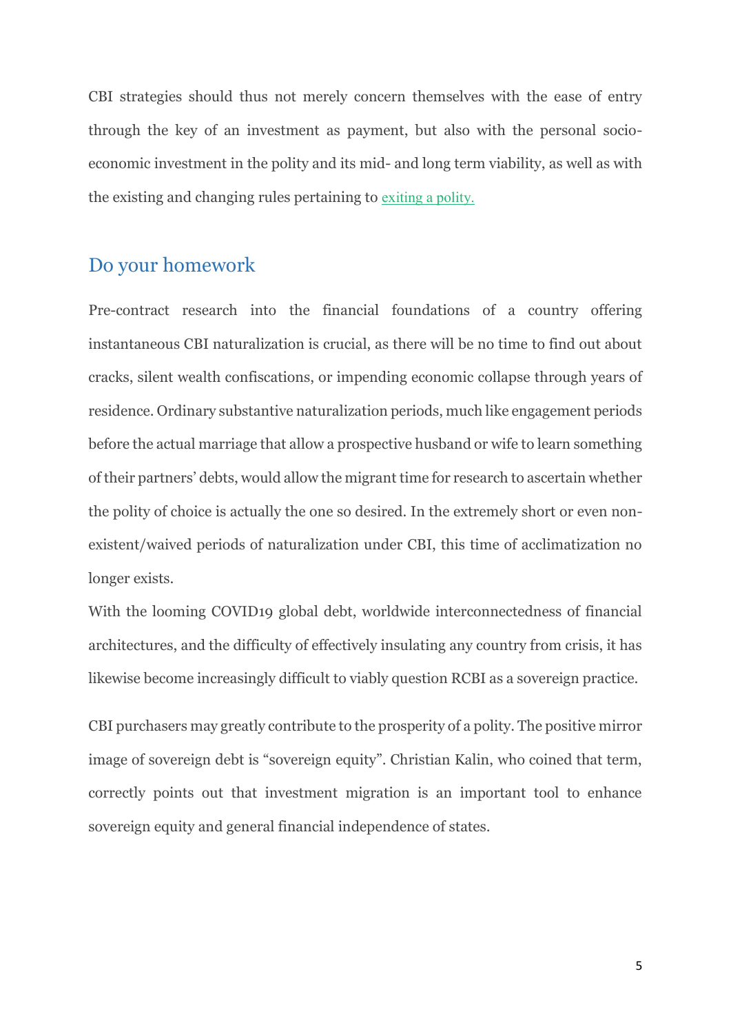CBI strategies should thus not merely concern themselves with the ease of entry through the key of an investment as payment, but also with the personal socio-economic investment in the polity and its mid- and long term viability, as well as with the existing and changing rules pertaining to exiting a polity.

## Do your homework

Pre-contract research into the financial foundations of a country offering instantaneous CBI naturalization is crucial, as there will be no time to find out about cracks, silent wealth confiscations, or impending economic collapse through years of residence. Ordinary substantive naturalization periods, much like engagement periods before the actual marriage that allow a prospective husband or wife to learn something of their partners' debts, would allow the migrant time for research to ascertain whether the polity of choice is actually the one so desired. In the extremely short or even non-existent/waived periods of naturalization under CBI, this time of acclimatization no longer exists.

With the looming COVID19 global debt, worldwide interconnectedness of financial architectures, and the difficulty of effectively insulating any country from crisis, it has likewise become increasingly difficult to viably question RCBI as a sovereign practice.

CBI purchasers may greatly contribute to the prosperity of a polity. The positive mirror image of sovereign debt is "sovereign equity". Christian Kalin, who coined that term, correctly points out that investment migration is an important tool to enhance sovereign equity and general financial independence of states.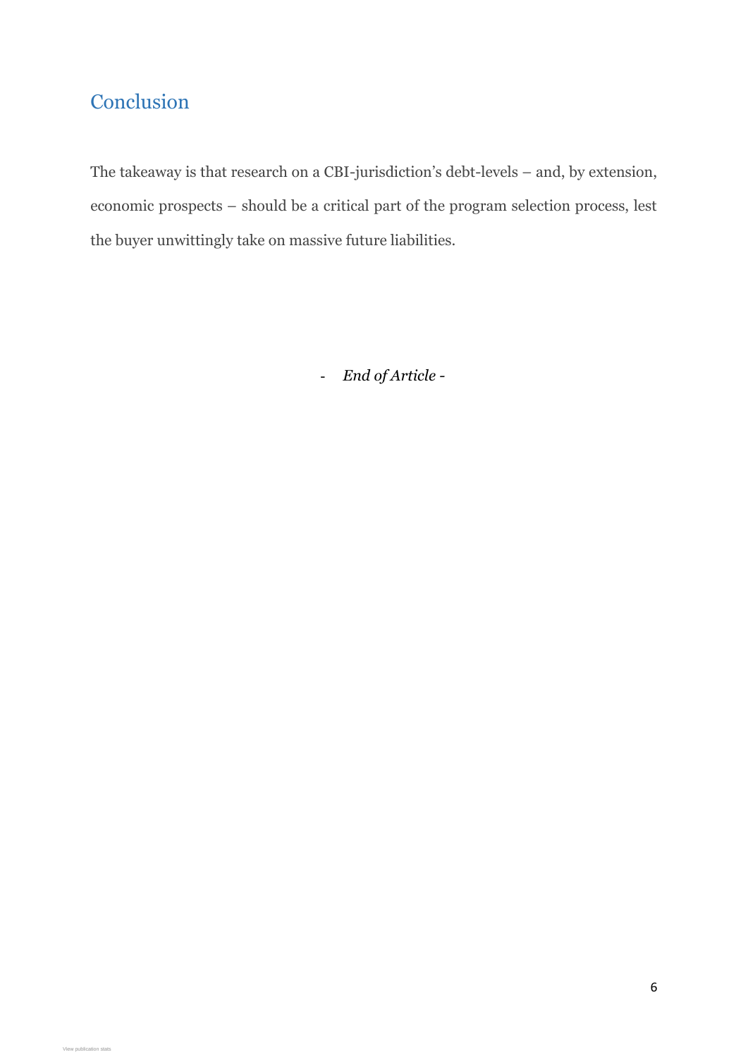## Conclusion

The takeaway is that research on a CBI-jurisdiction's debt-levels – and, by extension, economic prospects – should be a critical part of the program selection process, lest the buyer unwittingly take on massive future liabilities.

- *End of Article* -